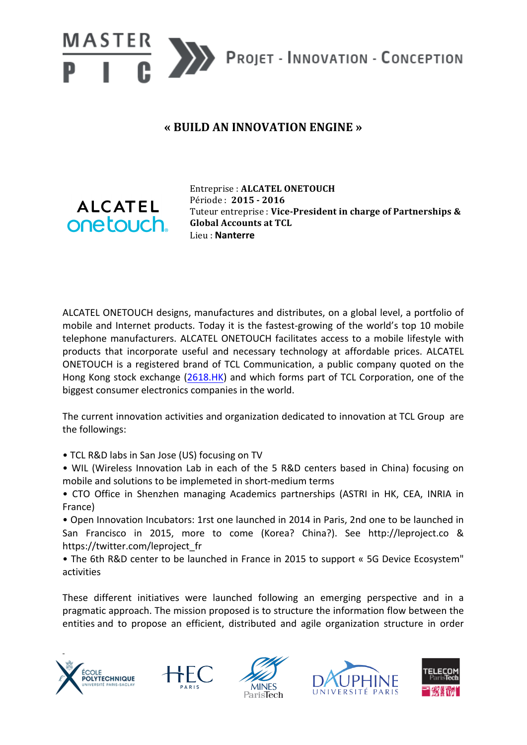MASTER PIC — PROJET - INNOVATION - CONCEPTION

# « BUILD AN INNOVATION ENGINE »

ALCATEL onetouch.

Entreprise : **ALCATEL ONETOUCH**
Période : **2015 - 2016**
Tuteur entreprise : **Vice-President in charge of Partnerships & Global Accounts at TCL**
Lieu : **Nanterre**

ALCATEL ONETOUCH designs, manufactures and distributes, on a global level, a portfolio of mobile and Internet products. Today it is the fastest-growing of the world's top 10 mobile telephone manufacturers. ALCATEL ONETOUCH facilitates access to a mobile lifestyle with products that incorporate useful and necessary technology at affordable prices. ALCATEL ONETOUCH is a registered brand of TCL Communication, a public company quoted on the Hong Kong stock exchange (2618.HK) and which forms part of TCL Corporation, one of the biggest consumer electronics companies in the world.

The current innovation activities and organization dedicated to innovation at TCL Group are the followings:

- TCL R&D labs in San Jose (US) focusing on TV
- WIL (Wireless Innovation Lab in each of the 5 R&D centers based in China) focusing on mobile and solutions to be implemeted in short-medium terms
- CTO Office in Shenzhen managing Academics partnerships (ASTRI in HK, CEA, INRIA in France)
- Open Innovation Incubators: 1rst one launched in 2014 in Paris, 2nd one to be launched in San Francisco in 2015, more to come (Korea? China?). See http://leproject.co & https://twitter.com/leproject_fr
- The 6th R&D center to be launched in France in 2015 to support « 5G Device Ecosystem" activities

These different initiatives were launched following an emerging perspective and in a pragmatic approach. The mission proposed is to structure the information flow between the entities and to propose an efficient, distributed and agile organization structure in order

École Polytechnique Université Paris-Saclay — HEC Paris — Mines ParisTech — Dauphine Université Paris — Telecom ParisTech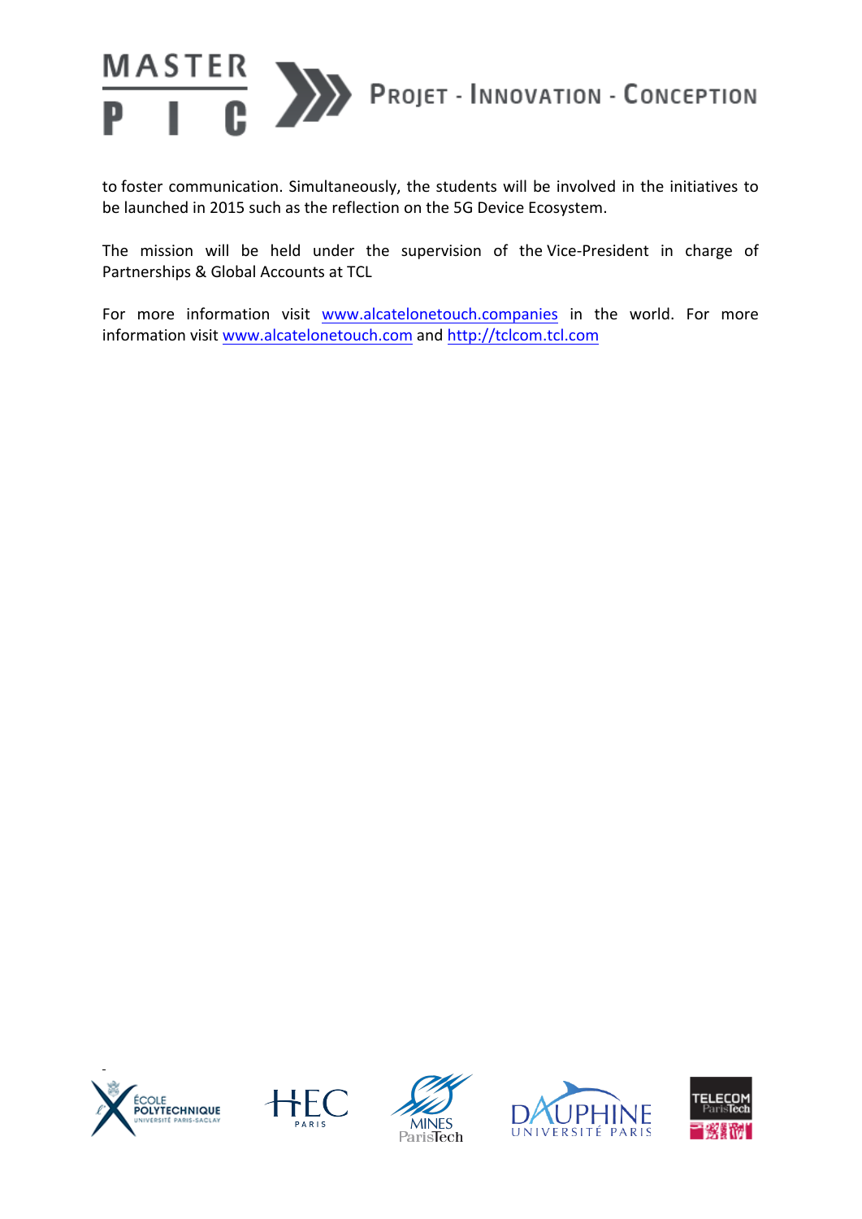to foster communication. Simultaneously, the students will be involved in the initiatives to be launched in 2015 such as the reflection on the 5G Device Ecosystem.

The mission will be held under the supervision of the Vice-President in charge of Partnerships & Global Accounts at TCL

For more information visit www.alcatelonetouch.companies in the world. For more information visit www.alcatelonetouch.com and http://tclcom.tcl.com